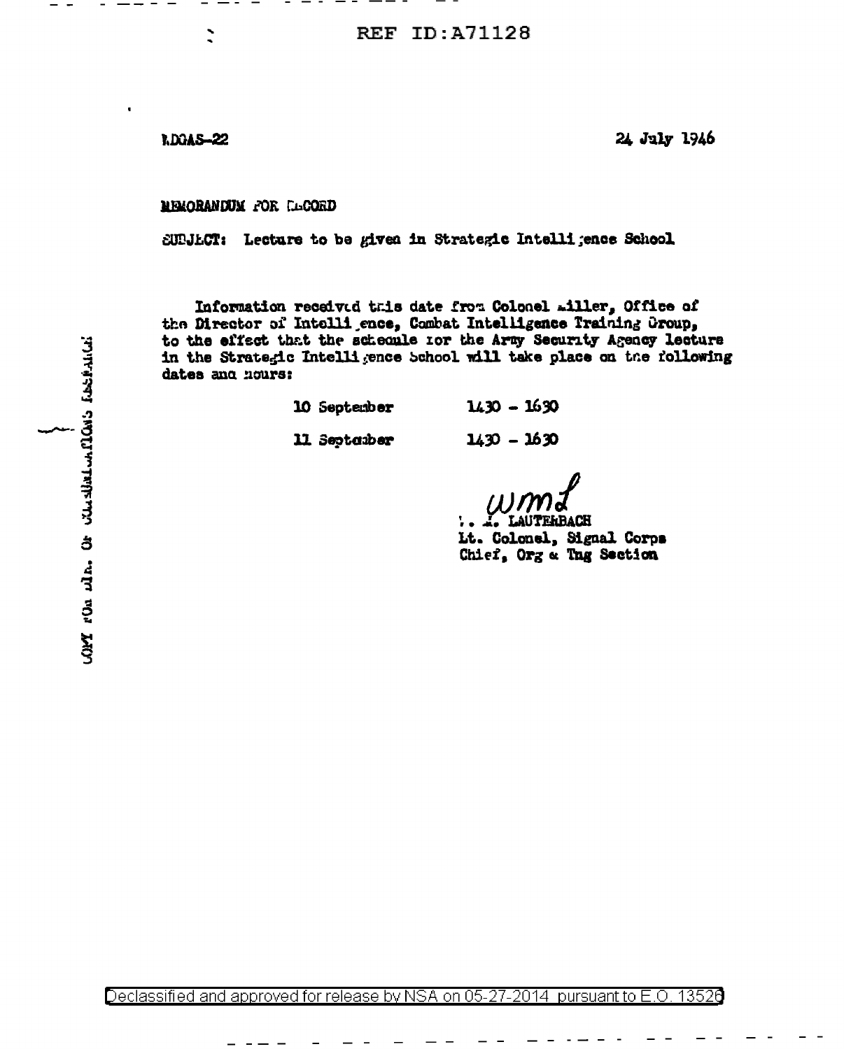REF ID:A71128

WDGAS-22

24 July 1946

MEMORANDUM FOR RECORD

SUBJECT: Lecture to be given in Strategic Intelligence School

Information received this date from Colonel Miller, Office of the Director of Intelligence, Combat Intelligence Training Group, to the effect that the schedule for the Army Security Agency lecture in the Strategic Intelligence School will take place on the following dates and hours:

| | |
|---|---|
| 10 September | 1430 - 1630 |
| 11 September | 1430 - 1630 |

wmd

W. M. LAUTERBACH
Lt. Colonel, Signal Corps
Chief, Org & Tng Section

COPY FOR DIR. OF COMMUNICATIONS RESEARCH

Declassified and approved for release by NSA on 05-27-2014 pursuant to E.O. 13526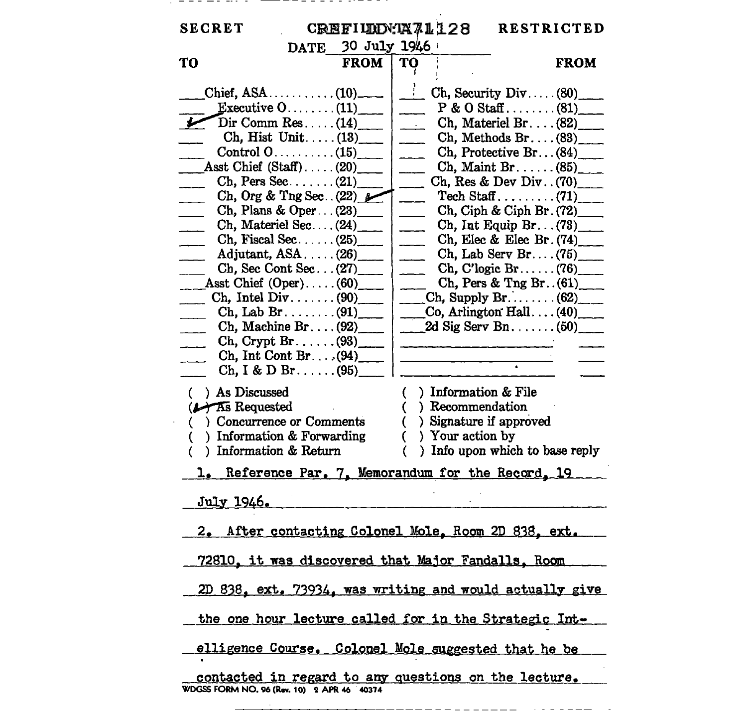SECRET CREFID:A71128 RESTRICTED

DATE 30 July 1946

| TO | | FROM | TO | | FROM |
|---|---|---|---|---|---|
| | Chief, ASA (10) | | | Ch, Security Div (80) | |
| | Executive O (11) | | | P & O Staff (81) | |
| ✓ | Dir Comm Res (14) | | | Ch, Materiel Br (82) | |
| | Ch, Hist Unit (13) | | | Ch, Methods Br (83) | |
| | Control O (15) | | | Ch, Protective Br (84) | |
| | Asst Chief (Staff) (20) | | | Ch, Maint Br (85) | |
| | Ch, Pers Sec (21) | | | Ch, Res & Dev Div (70) | |
| | Ch, Org & Tng Sec (22) | ✓ | | Tech Staff (71) | |
| | Ch, Plans & Oper (23) | | | Ch, Ciph & Ciph Br (72) | |
| | Ch, Materiel Sec (24) | | | Ch, Int Equip Br (73) | |
| | Ch, Fiscal Sec (25) | | | Ch, Elec & Elec Br (74) | |
| | Adjutant, ASA (26) | | | Ch, Lab Serv Br (75) | |
| | Ch, Sec Cont Sec (27) | | | Ch, C'logic Br (76) | |
| | Asst Chief (Oper) (60) | | | Ch, Pers & Tng Br (61) | |
| | Ch, Intel Div (90) | | | Ch, Supply Br (62) | |
| | Ch, Lab Br (91) | | | Co, Arlington Hall (40) | |
| | Ch, Machine Br (92) | | | 2d Sig Serv Bn (50) | |
| | Ch, Crypt Br (93) | | | | |
| | Ch, Int Cont Br (94) | | | | |
| | Ch, I & D Br (95) | | | | |

( ) As Discussed
(✓) As Requested
( ) Concurrence or Comments
( ) Information & Forwarding
( ) Information & Return
( ) Information & File
( ) Recommendation
( ) Signature if approved
( ) Your action by
( ) Info upon which to base reply

1. Reference Par. 7, Memorandum for the Record, 19 July 1946.

2. After contacting Colonel Mole, Room 2D 838, ext. 72810, it was discovered that Major Fandalls, Room 2D 838, ext. 73934, was writing and would actually give the one hour lecture called for in the Strategic Intelligence Course. Colonel Mole suggested that he be contacted in regard to any questions on the lecture.

WDGSS FORM NO. 96 (Rev. 10) 2 APR 46 40374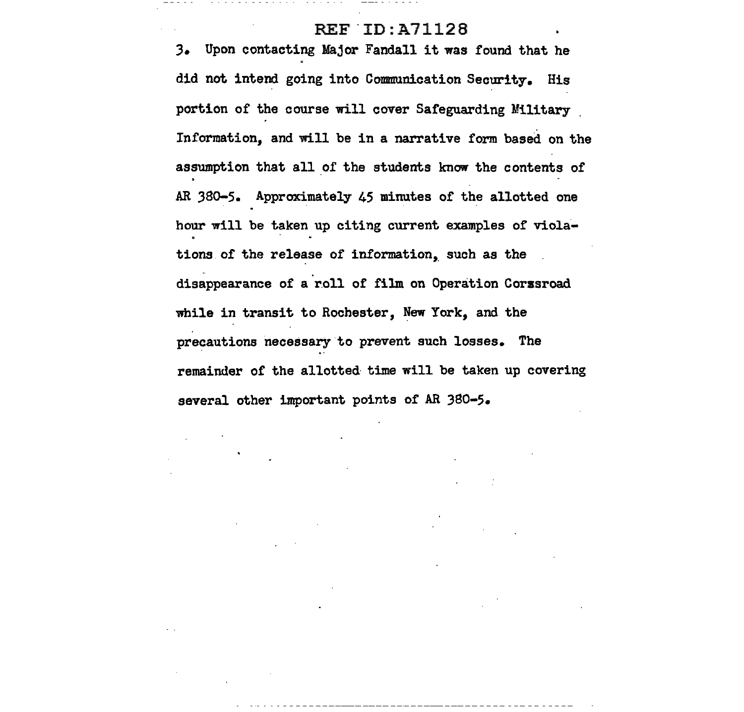3. Upon contacting Major Fandall it was found that he did not intend going into Communication Security. His portion of the course will cover Safeguarding Military Information, and will be in a narrative form based on the assumption that all of the students know the contents of AR 380-5. Approximately 45 minutes of the allotted one hour will be taken up citing current examples of violations of the release of information, such as the disappearance of a roll of film on Operation Corssroad while in transit to Rochester, New York, and the precautions necessary to prevent such losses. The remainder of the allotted time will be taken up covering several other important points of AR 380-5.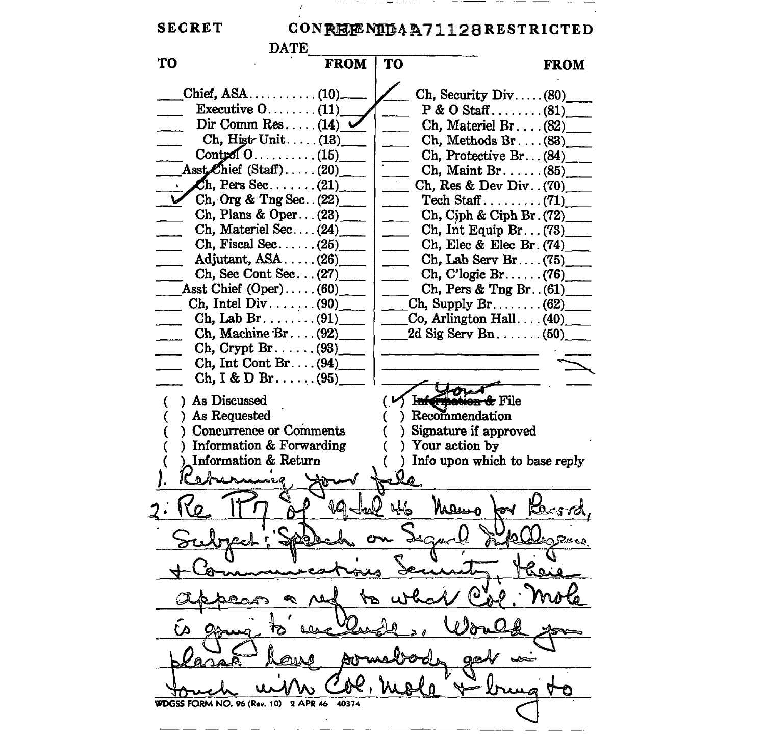SECRET CONFIDENTIAL REF ID:A71128 RESTRICTED

DATE\_\_\_\_\_\_\_\_\_\_

| TO | | FROM | TO | | FROM |
|---|---|---|---|---|---|
| | Chief, ASA.........(10) | | ✓ | Ch, Security Div.....(80) | |
| | Executive O........(11) | ✓ | | P & O Staff........(81) | |
| | Dir Comm Res.....(14) | ✓ | | Ch, Materiel Br....(82) | |
| | Ch, Hist Unit.....(13) | | | Ch, Methods Br....(83) | |
| | Control O..........(15) | | | Ch, Protective Br...(84) | |
| | Asst Chief (Staff).....(20) | | | Ch, Maint Br......(85) | |
| | Ch, Pers Sec.......(21) | | | Ch, Res & Dev Div..(70) | |
| ✓ | Ch, Org & Tng Sec..(22) | | | Tech Staff.........(71) | |
| | Ch, Plans & Oper...(23) | | | Ch, Ciph & Ciph Br.(72) | |
| | Ch, Materiel Sec....(24) | | | Ch, Int Equip Br...(73) | |
| | Ch, Fiscal Sec......(25) | | | Ch, Elec & Elec Br.(74) | |
| | Adjutant, ASA.....(26) | | | Ch, Lab Serv Br....(75) | |
| | Ch, Sec Cont Sec...(27) | | | Ch, C'logic Br......(76) | |
| | Asst Chief (Oper).....(60) | | | Ch, Pers & Tng Br..(61) | |
| | Ch, Intel Div.......(90) | | | Ch, Supply Br........(62) | |
| | Ch, Lab Br........(91) | | | Co, Arlington Hall....(40) | |
| | Ch, Machine Br....(92) | | | 2d Sig Serv Bn.......(50) | |
| | Ch, Crypt Br......(93) | | | | |
| | Ch, Int Cont Br....(94) | | | | |
| | Ch, I & D Br......(95) | | | | |

( ) As Discussed
( ) As Requested
( ) Concurrence or Comments
( ) Information & Forwarding
( ) Information & Return
(✓) ~~Information &~~ Your File
( ) Recommendation
( ) Signature if approved
( ) Your action by
( ) Info upon which to base reply

1. Returning your file.

2. Re ¶7 of 19 Jul 46 Memo for Record, Subject: Speech on Signal Intelligence & Communications Security, there appears a ref to what Col. Mole is going to include. Would you please have somebody get in touch with Col. Mole & bring to

WDGSS FORM NO. 96 (Rev. 10) 2 APR 46 40374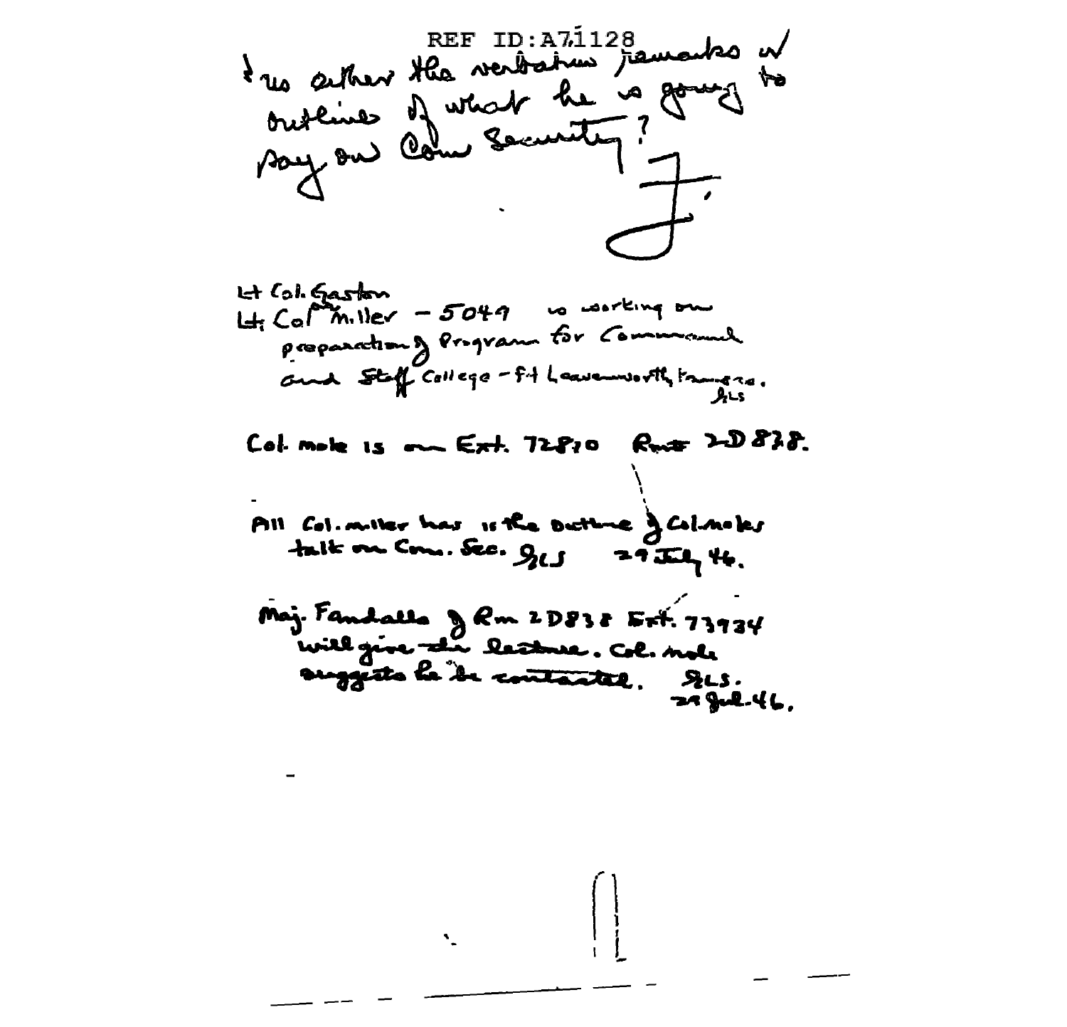REF ID:A71128

Is either the verbatim remarks or outlines of what he is going to say on Com Security?

F.

Lt Col. Gaston
Lt. Col. ~~Miller~~ - 5049 is working on preparation of Program for Command and Staff College - Ft Leavenworth, Kansas.
SLS

Col. Mole is on Ext. 72810 Room 2D 838.

All Col. Miller has is the outline of Col. Mole's talk on Com. Sec. SLS 29 July 46.

Maj. Fandalla of Rm 2D838 Ext. 73934 will give the lecture. Col. Mole suggests he be contacted. SLS.
29 Jul. 46.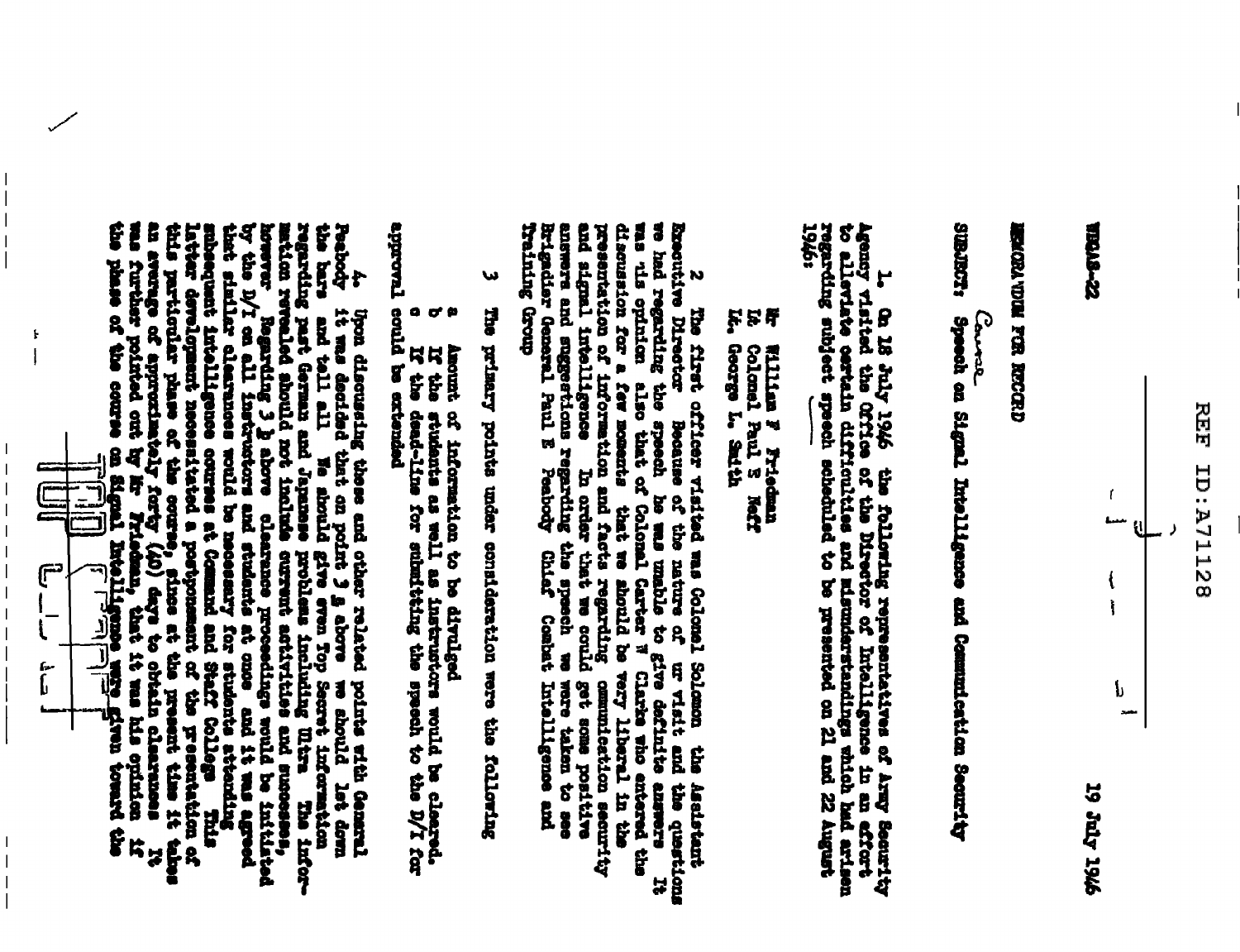REF ID:A71128

WDGAS-22

19 July 1946

MEMORANDUM FOR RECORD

SUBJECT: Speech on Signal Intelligence and Communication Security

1. On 18 July 1946 the following representatives of Army Security Agency visited the Office of the Director of Intelligence in an effort to alleviate certain difficulties and misunderstandings which had arisen regarding subject speech scheduled to be presented on 21 and 22 August 1946:

Mr William F Friedman
Lt Colonel Paul E Neff
Lt. George L. Smith

2. The first officer visited was Colonel Solomon the Assistant Executive Director Because of the nature of our visit and the questions we had regarding the speech he was unable to give definite answers It was his opinion also that of Colonel Carter W Clarke who entered the discussion for a few moments that we should be very liberal in the presentation of information and facts regarding communication security and signal intelligence In order that we could get some positive answers and suggestions regarding the speech we were taken to see Brigadier General Paul E Peabody Chief Combat Intelligence and Training Group

3. The primary points under consideration were the following

a Amount of information to be divulged
b If the students as well as instructors would be cleared.
c If the dead-line for submitting the speech to the D/I for approval could be extended

4. Upon discussing these and other related points with General Peabody it was decided that on point 3 a above we should let down the bars and tell all We should give even Top Secret information regarding past German and Japanese problems including Ultra The information revealed should not include current activities and successes, however Regarding 3 b above clearance proceedings would be initiated by the D/I on all instructors and students at once and it was agreed that similar clearances would be necessary for students attending subsequent intelligence courses at Command and Staff College This latter development necessitated a postponement of the presentation of this particular phase of the course, since at the present time it takes an average of approximately forty (40) days to obtain clearances It was further pointed out by Mr Friedman, that it was his opinion if the phase of the course on Signal Intelligence were given toward the

TOP SECRET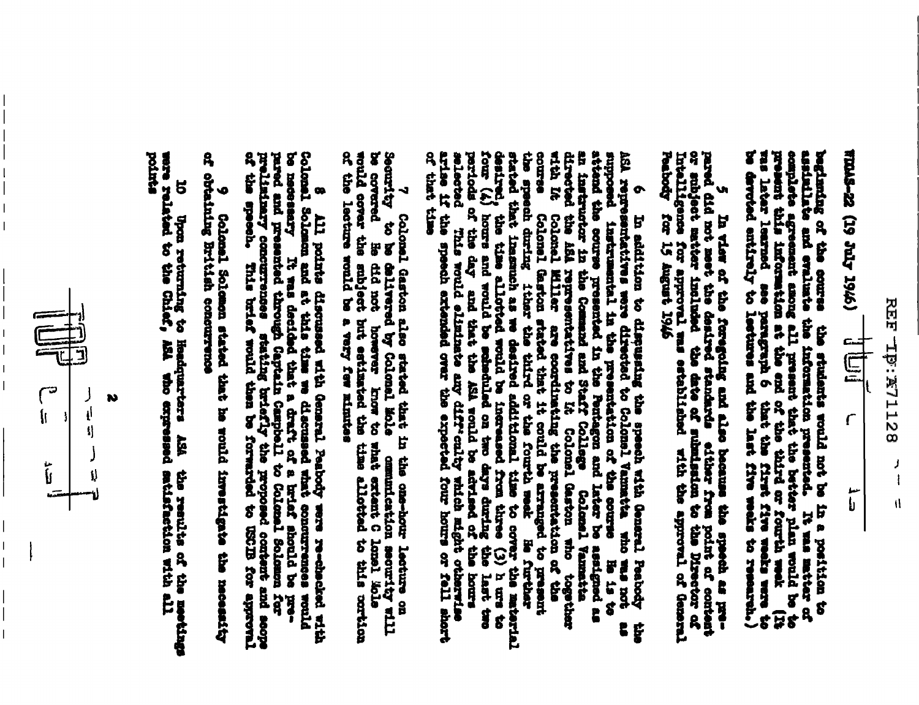WDGAS-22 (19 July 1946)

beginning of the course the students would not be in a position to assimilate and evaluate the information presented. It was matter of complete agreement among all present that the better plan would be to present this information at the end of the third or fourth week (It was later learned see paragraph 6 that the first five weeks were to be devoted entirely to lectures and the last five weeks to research.)

5 In view of the foregoing and also because the speech as prepared did not meet the desired standards either from point of content or subject matter included the date of submission to the Director of Intelligence for approval was established with the approval of General Peabody for 15 August 1946

6 In addition to discussing the speech with General Peabody the ASA representatives were directed to Colonel Vanmatta who was not as supposed instrumental in the presentation of the course He is to attend the course presented in the Pentagon and later be assigned as an instructor in the Command and Staff College Colonel Vanmatta directed the ASA representatives to Lt Colonel Gaston who together with Lt Colonel Miller are coordinating the presentation of the course Colonel Gaston stated that it could be arranged to present the speech during 1ther the third or the fourth week He further stated that inasmuch as we desired additional time to cover the material desired, the time allotted would be increased from three (3) h urs to four (4) hours and would be scheduled on two days during the last two periods of the day and that the ASA would be advised of the hours selected This would eliminate any diff'culty which might otherwise arise if the speech extended over the expected four hours or fell short of that time

7 Colonel Gaston also stated that in the one-hour lecture on Security to be delivered by Colonel Mole communication security will be covered He did not however know to what extent C lonel Mole would cover the subject but estimated the time allotted to this portion of the lecture would be a very few minutes

8 All points discussed with General Peabody were re-checked with Colonel Solomon and at this time we discussed what concurrences would be necessary It was decided that a draft of a brief should be prepared and presented through Captain Campbell to Colonel Solomon for preliminary concurrences stating briefly the proposed content and scope of the speech. This brief would then be forwarded to USCIB for approval

9 Colonel Solomon stated that he would investigate the necessity of obtaining British concurrence

10 Upon returning to Headquarters ASA the results of the meetings were related to the Chief, ASA who expressed satisfaction with all points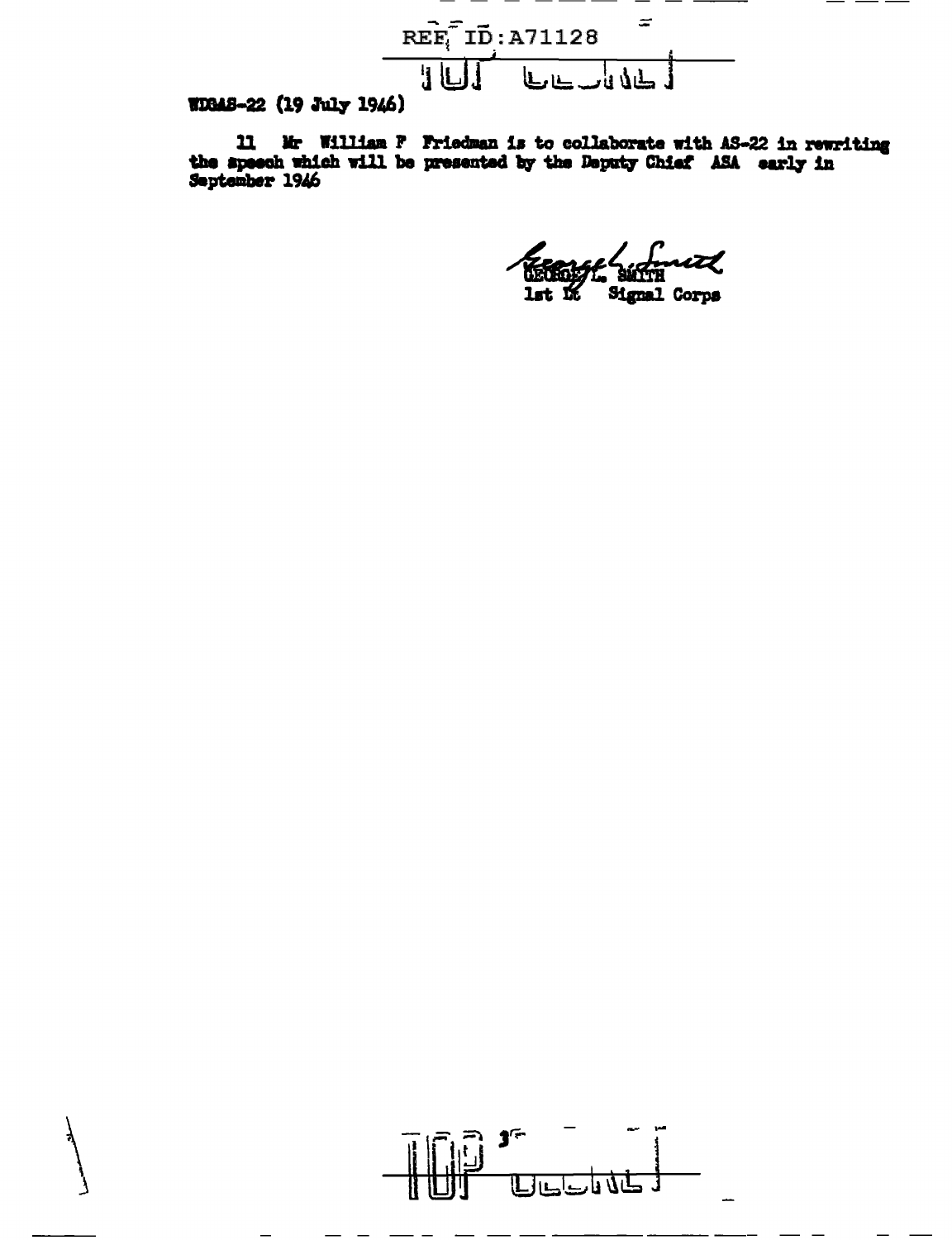WDGAS-22 (19 July 1946)

11 Mr William F Friedman is to collaborate with AS-22 in rewriting the speech which will be presented by the Deputy Chief ASA early in September 1946

GEORGE L. SMITH
1st Lt Signal Corps